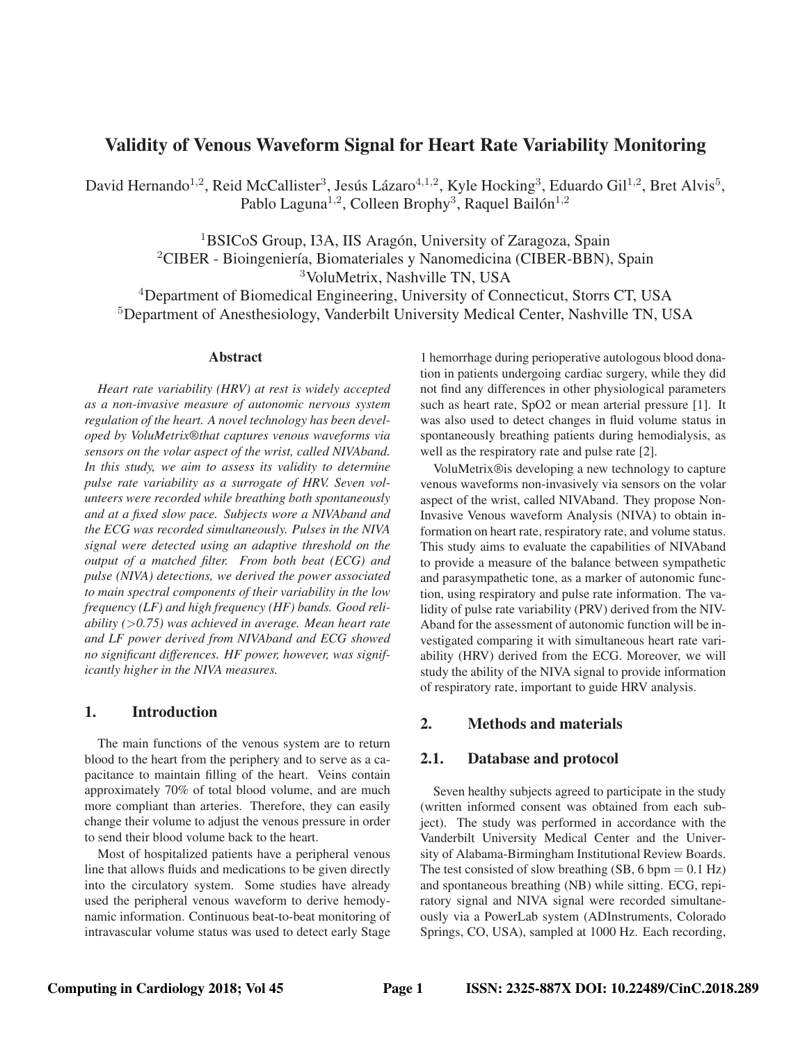# Validity of Venous Waveform Signal for Heart Rate Variability Monitoring

David Hernando[1,2], Reid McCallister[3], Jesús Lázaro[4,1,2], Kyle Hocking[3], Eduardo Gil[1,2], Bret Alvis[5], Pablo Laguna[1,2], Colleen Brophy[3], Raquel Bailón[1,2]

[1]BSICoS Group, I3A, IIS Aragón, University of Zaragoza, Spain
[2]CIBER - Bioingeniería, Biomateriales y Nanomedicina (CIBER-BBN), Spain
[3]VoluMetrix, Nashville TN, USA
[4]Department of Biomedical Engineering, University of Connecticut, Storrs CT, USA
[5]Department of Anesthesiology, Vanderbilt University Medical Center, Nashville TN, USA

## Abstract

*Heart rate variability (HRV) at rest is widely accepted as a non-invasive measure of autonomic nervous system regulation of the heart. A novel technology has been developed by VoluMetrix®that captures venous waveforms via sensors on the volar aspect of the wrist, called NIVAband. In this study, we aim to assess its validity to determine pulse rate variability as a surrogate of HRV. Seven volunteers were recorded while breathing both spontaneously and at a fixed slow pace. Subjects wore a NIVAband and the ECG was recorded simultaneously. Pulses in the NIVA signal were detected using an adaptive threshold on the output of a matched filter. From both beat (ECG) and pulse (NIVA) detections, we derived the power associated to main spectral components of their variability in the low frequency (LF) and high frequency (HF) bands. Good reliability (>0.75) was achieved in average. Mean heart rate and LF power derived from NIVAband and ECG showed no significant differences. HF power, however, was significantly higher in the NIVA measures.*

## 1. Introduction

The main functions of the venous system are to return blood to the heart from the periphery and to serve as a capacitance to maintain filling of the heart. Veins contain approximately 70% of total blood volume, and are much more compliant than arteries. Therefore, they can easily change their volume to adjust the venous pressure in order to send their blood volume back to the heart.

Most of hospitalized patients have a peripheral venous line that allows fluids and medications to be given directly into the circulatory system. Some studies have already used the peripheral venous waveform to derive hemodynamic information. Continuous beat-to-beat monitoring of intravascular volume status was used to detect early Stage 1 hemorrhage during perioperative autologous blood donation in patients undergoing cardiac surgery, while they did not find any differences in other physiological parameters such as heart rate, SpO2 or mean arterial pressure [1]. It was also used to detect changes in fluid volume status in spontaneously breathing patients during hemodialysis, as well as the respiratory rate and pulse rate [2].

VoluMetrix®is developing a new technology to capture venous waveforms non-invasively via sensors on the volar aspect of the wrist, called NIVAband. They propose Non-Invasive Venous waveform Analysis (NIVA) to obtain information on heart rate, respiratory rate, and volume status. This study aims to evaluate the capabilities of NIVAband to provide a measure of the balance between sympathetic and parasympathetic tone, as a marker of autonomic function, using respiratory and pulse rate information. The validity of pulse rate variability (PRV) derived from the NIVAband for the assessment of autonomic function will be investigated comparing it with simultaneous heart rate variability (HRV) derived from the ECG. Moreover, we will study the ability of the NIVA signal to provide information of respiratory rate, important to guide HRV analysis.

## 2. Methods and materials

### 2.1. Database and protocol

Seven healthy subjects agreed to participate in the study (written informed consent was obtained from each subject). The study was performed in accordance with the Vanderbilt University Medical Center and the University of Alabama-Birmingham Institutional Review Boards. The test consisted of slow breathing (SB, 6 bpm = 0.1 Hz) and spontaneous breathing (NB) while sitting. ECG, repiratory signal and NIVA signal were recorded simultaneously via a PowerLab system (ADInstruments, Colorado Springs, CO, USA), sampled at 1000 Hz. Each recording,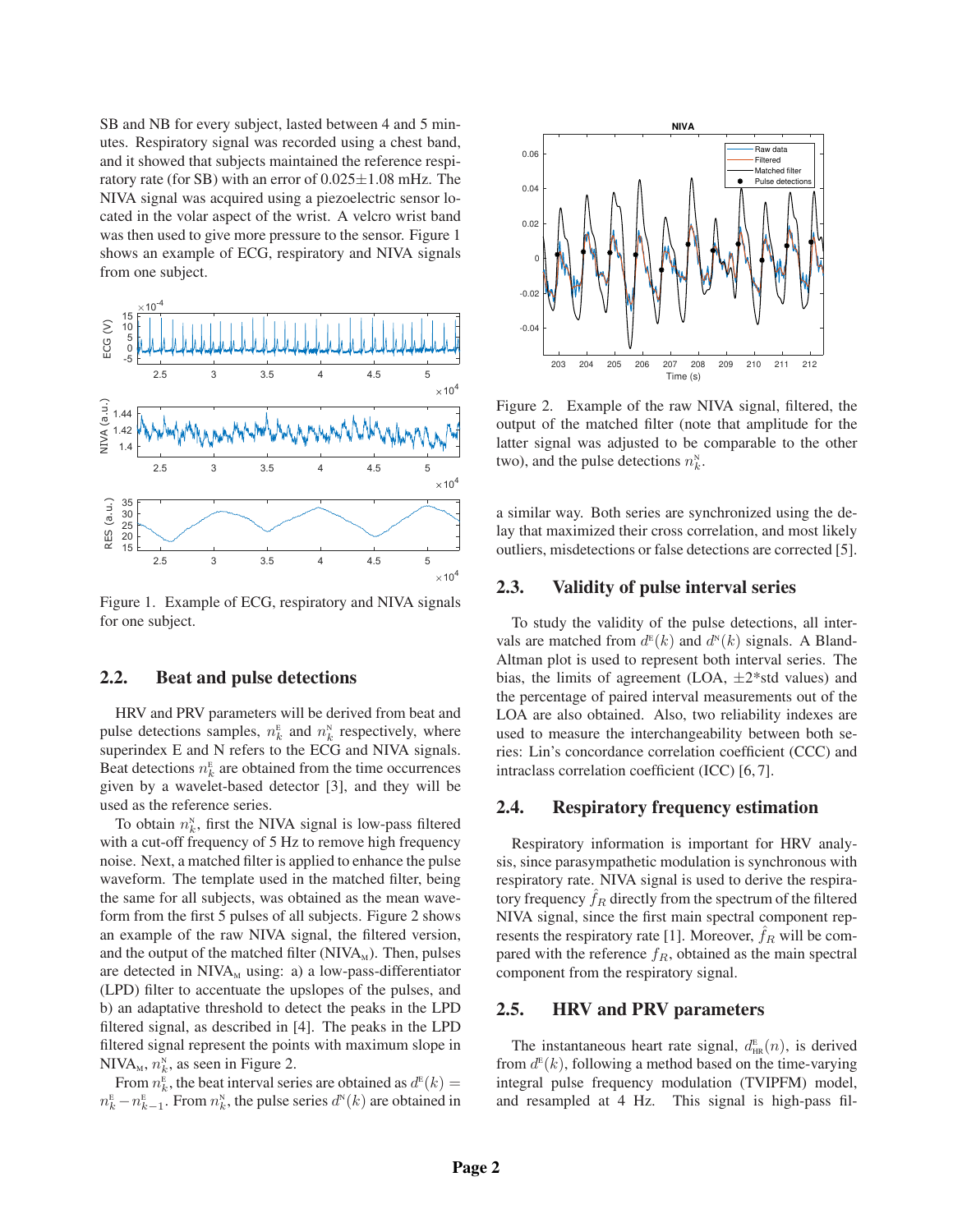SB and NB for every subject, lasted between 4 and 5 minutes. Respiratory signal was recorded using a chest band, and it showed that subjects maintained the reference respiratory rate (for SB) with an error of $0.025 \pm 1.08$ mHz. The NIVA signal was acquired using a piezoelectric sensor located in the volar aspect of the wrist. A velcro wrist band was then used to give more pressure to the sensor. Figure 1 shows an example of ECG, respiratory and NIVA signals from one subject.

Figure 1. Example of ECG, respiratory and NIVA signals for one subject.

## 2.2. Beat and pulse detections

HRV and PRV parameters will be derived from beat and pulse detections samples, $n_k^{\text{E}}$ and $n_k^{\text{N}}$ respectively, where superindex E and N refers to the ECG and NIVA signals. Beat detections $n_k^{\text{E}}$ are obtained from the time occurrences given by a wavelet-based detector [3], and they will be used as the reference series.

To obtain $n_k^{\text{N}}$, first the NIVA signal is low-pass filtered with a cut-off frequency of 5 Hz to remove high frequency noise. Next, a matched filter is applied to enhance the pulse waveform. The template used in the matched filter, being the same for all subjects, was obtained as the mean waveform from the first 5 pulses of all subjects. Figure 2 shows an example of the raw NIVA signal, the filtered version, and the output of the matched filter ($\text{NIVA}_{\text{M}}$). Then, pulses are detected in $\text{NIVA}_{\text{M}}$ using: a) a low-pass-differentiator (LPD) filter to accentuate the upslopes of the pulses, and b) an adaptative threshold to detect the peaks in the LPD filtered signal, as described in [4]. The peaks in the LPD filtered signal represent the points with maximum slope in $\text{NIVA}_{\text{M}}$, $n_k^{\text{N}}$, as seen in Figure 2.

From $n_k^{\text{E}}$, the beat interval series are obtained as $d^{\text{E}}(k) = n_k^{\text{E}} - n_{k-1}^{\text{E}}$. From $n_k^{\text{N}}$, the pulse series $d^{\text{N}}(k)$ are obtained in a similar way. Both series are synchronized using the delay that maximized their cross correlation, and most likely outliers, misdetections or false detections are corrected [5].

Figure 2. Example of the raw NIVA signal, filtered, the output of the matched filter (note that amplitude for the latter signal was adjusted to be comparable to the other two), and the pulse detections $n_k^{\text{N}}$.

## 2.3. Validity of pulse interval series

To study the validity of the pulse detections, all intervals are matched from $d^{\text{E}}(k)$ and $d^{\text{N}}(k)$ signals. A Bland-Altman plot is used to represent both interval series. The bias, the limits of agreement (LOA, $\pm 2$*std values) and the percentage of paired interval measurements out of the LOA are also obtained. Also, two reliability indexes are used to measure the interchangeability between both series: Lin's concordance correlation coefficient (CCC) and intraclass correlation coefficient (ICC) [6, 7].

## 2.4. Respiratory frequency estimation

Respiratory information is important for HRV analysis, since parasympathetic modulation is synchronous with respiratory rate. NIVA signal is used to derive the respiratory frequency $\hat{f}_R$ directly from the spectrum of the filtered NIVA signal, since the first main spectral component represents the respiratory rate [1]. Moreover, $\hat{f}_R$ will be compared with the reference $f_R$, obtained as the main spectral component from the respiratory signal.

## 2.5. HRV and PRV parameters

The instantaneous heart rate signal, $d_{\text{HR}}^{\text{E}}(n)$, is derived from $d^{\text{E}}(k)$, following a method based on the time-varying integral pulse frequency modulation (TVIPFM) model, and resampled at 4 Hz. This signal is high-pass fil-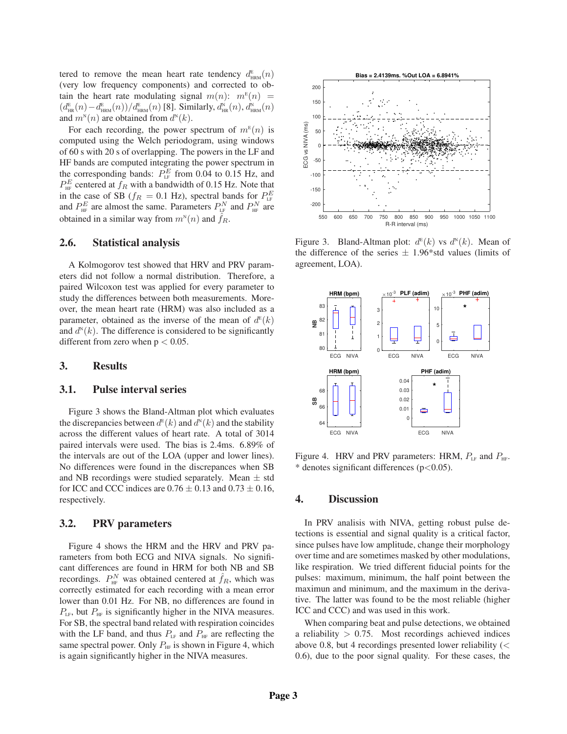tered to remove the mean heart rate tendency $d^{\text{E}}_{\text{HRM}}(n)$ (very low frequency components) and corrected to obtain the heart rate modulating signal $m(n)$: $m^{\text{E}}(n) = (d^{\text{E}}_{\text{HR}}(n) - d^{\text{E}}_{\text{HRM}}(n))/d^{\text{E}}_{\text{HRM}}(n)$ [8]. Similarly, $d^{\text{N}}_{\text{HR}}(n)$, $d^{\text{N}}_{\text{HRM}}(n)$ and $m^{\text{N}}(n)$ are obtained from $d^{\text{N}}(k)$.

For each recording, the power spectrum of $m^{\text{E}}(n)$ is computed using the Welch periodogram, using windows of 60 s with 20 s of overlapping. The powers in the LF and HF bands are computed integrating the power spectrum in the corresponding bands: $P^E_{\text{LF}}$ from 0.04 to 0.15 Hz, and $P^E_{\text{HF}}$ centered at $f_R$ with a bandwidth of 0.15 Hz. Note that in the case of SB ($f_R = 0.1$ Hz), spectral bands for $P^E_{\text{LF}}$ and $P^E_{\text{HF}}$ are almost the same. Parameters $P^N_{\text{LF}}$ and $P^N_{\text{HF}}$ are obtained in a similar way from $m^{\text{N}}(n)$ and $\hat{f}_R$.

## 2.6. Statistical analysis

A Kolmogorov test showed that HRV and PRV parameters did not follow a normal distribution. Therefore, a paired Wilcoxon test was applied for every parameter to study the differences between both measurements. Moreover, the mean heart rate (HRM) was also included as a parameter, obtained as the inverse of the mean of $d^{\text{E}}(k)$ and $d^{\text{N}}(k)$. The difference is considered to be significantly different from zero when $p < 0.05$.

# 3. Results

## 3.1. Pulse interval series

Figure 3 shows the Bland-Altman plot which evaluates the discrepancies between $d^{\text{E}}(k)$ and $d^{\text{N}}(k)$ and the stability across the different values of heart rate. A total of 3014 paired intervals were used. The bias is 2.4ms. 6.89% of the intervals are out of the LOA (upper and lower lines). No differences were found in the discrepances when SB and NB recordings were studied separately. Mean $\pm$ std for ICC and CCC indices are $0.76 \pm 0.13$ and $0.73 \pm 0.16$, respectively.

## 3.2. PRV parameters

Figure 4 shows the HRM and the HRV and PRV parameters from both ECG and NIVA signals. No significant differences are found in HRM for both NB and SB recordings. $P^N_{\text{HF}}$ was obtained centered at $\hat{f}_R$, which was correctly estimated for each recording with a mean error lower than 0.01 Hz. For NB, no differences are found in $P_{\text{LF}}$, but $P_{\text{HF}}$ is significantly higher in the NIVA measures. For SB, the spectral band related with respiration coincides with the LF band, and thus $P_{\text{LF}}$ and $P_{\text{HF}}$ are reflecting the same spectral power. Only $P_{\text{HF}}$ is shown in Figure 4, which is again significantly higher in the NIVA measures.

Figure 3. Bland-Altman plot: $d^{\text{E}}(k)$ vs $d^{\text{N}}(k)$. Mean of the difference of the series $\pm$ 1.96*std values (limits of agreement, LOA).

Figure 4. HRV and PRV parameters: HRM, $P_{\text{LF}}$ and $P_{\text{HF}}$. * denotes significant differences ($p<0.05$).

# 4. Discussion

In PRV analisis with NIVA, getting robust pulse detections is essential and signal quality is a critical factor, since pulses have low amplitude, change their morphology over time and are sometimes masked by other modulations, like respiration. We tried different fiducial points for the pulses: maximum, minimum, the half point between the maximun and minimum, and the maximum in the derivative. The latter was found to be the most reliable (higher ICC and CCC) and was used in this work.

When comparing beat and pulse detections, we obtained a reliability $> 0.75$. Most recordings achieved indices above 0.8, but 4 recordings presented lower reliability ($< 0.6$), due to the poor signal quality. For these cases, the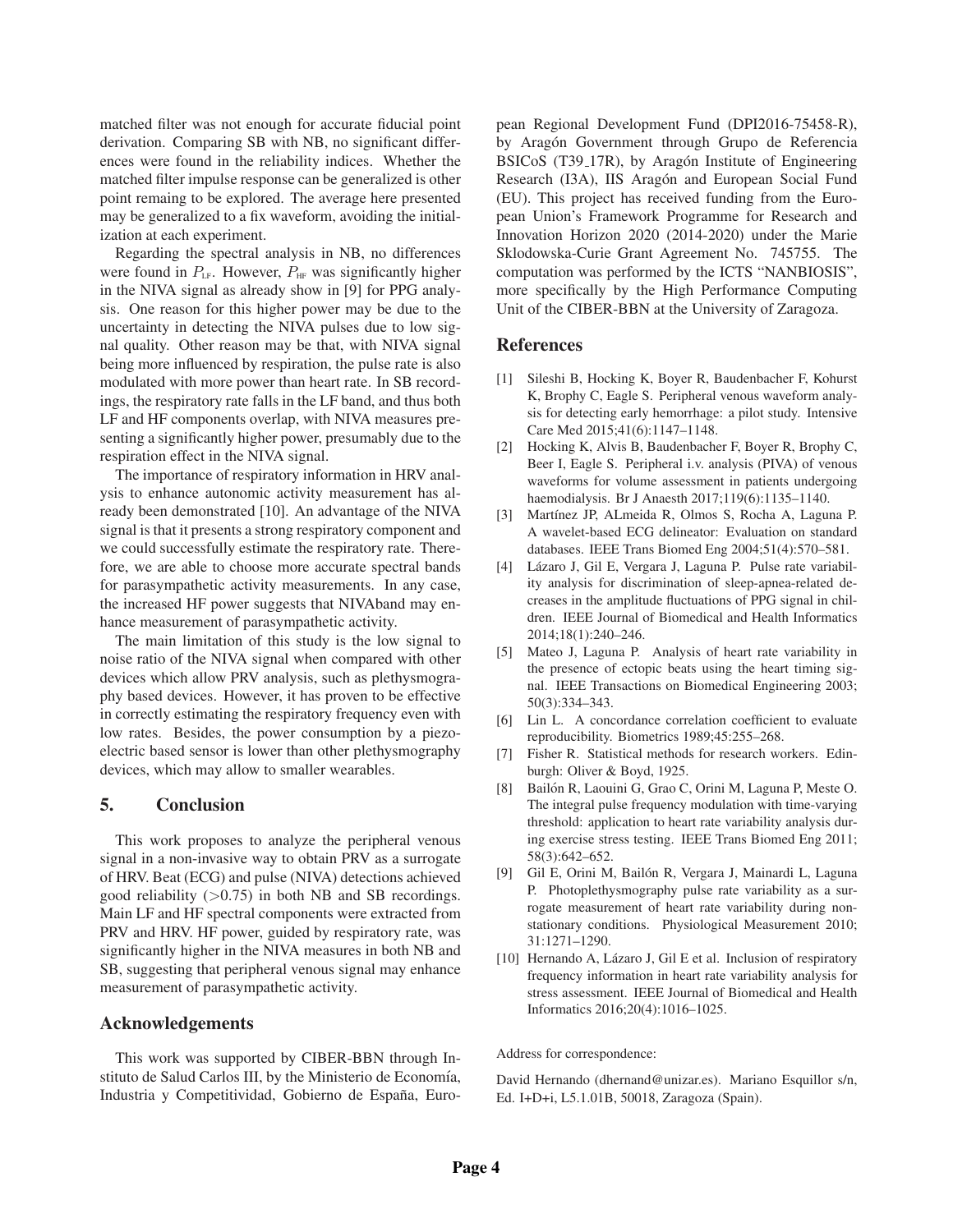matched filter was not enough for accurate fiducial point derivation. Comparing SB with NB, no significant differences were found in the reliability indices. Whether the matched filter impulse response can be generalized is other point remaing to be explored. The average here presented may be generalized to a fix waveform, avoiding the initialization at each experiment.

Regarding the spectral analysis in NB, no differences were found in $P_{\text{LF}}$. However, $P_{\text{HF}}$ was significantly higher in the NIVA signal as already show in [9] for PPG analysis. One reason for this higher power may be due to the uncertainty in detecting the NIVA pulses due to low signal quality. Other reason may be that, with NIVA signal being more influenced by respiration, the pulse rate is also modulated with more power than heart rate. In SB recordings, the respiratory rate falls in the LF band, and thus both LF and HF components overlap, with NIVA measures presenting a significantly higher power, presumably due to the respiration effect in the NIVA signal.

The importance of respiratory information in HRV analysis to enhance autonomic activity measurement has already been demonstrated [10]. An advantage of the NIVA signal is that it presents a strong respiratory component and we could successfully estimate the respiratory rate. Therefore, we are able to choose more accurate spectral bands for parasympathetic activity measurements. In any case, the increased HF power suggests that NIVAband may enhance measurement of parasympathetic activity.

The main limitation of this study is the low signal to noise ratio of the NIVA signal when compared with other devices which allow PRV analysis, such as plethysmography based devices. However, it has proven to be effective in correctly estimating the respiratory frequency even with low rates. Besides, the power consumption by a piezoelectric based sensor is lower than other plethysmography devices, which may allow to smaller wearables.

## 5. Conclusion

This work proposes to analyze the peripheral venous signal in a non-invasive way to obtain PRV as a surrogate of HRV. Beat (ECG) and pulse (NIVA) detections achieved good reliability (>0.75) in both NB and SB recordings. Main LF and HF spectral components were extracted from PRV and HRV. HF power, guided by respiratory rate, was significantly higher in the NIVA measures in both NB and SB, suggesting that peripheral venous signal may enhance measurement of parasympathetic activity.

## Acknowledgements

This work was supported by CIBER-BBN through Instituto de Salud Carlos III, by the Ministerio de Economía, Industria y Competitividad, Gobierno de España, European Regional Development Fund (DPI2016-75458-R), by Aragón Government through Grupo de Referencia BSICoS (T39_17R), by Aragón Institute of Engineering Research (I3A), IIS Aragón and European Social Fund (EU). This project has received funding from the European Union's Framework Programme for Research and Innovation Horizon 2020 (2014-2020) under the Marie Sklodowska-Curie Grant Agreement No. 745755. The computation was performed by the ICTS "NANBIOSIS", more specifically by the High Performance Computing Unit of the CIBER-BBN at the University of Zaragoza.

## References

[1] Sileshi B, Hocking K, Boyer R, Baudenbacher F, Kohurst K, Brophy C, Eagle S. Peripheral venous waveform analysis for detecting early hemorrhage: a pilot study. Intensive Care Med 2015;41(6):1147–1148.

[2] Hocking K, Alvis B, Baudenbacher F, Boyer R, Brophy C, Beer I, Eagle S. Peripheral i.v. analysis (PIVA) of venous waveforms for volume assessment in patients undergoing haemodialysis. Br J Anaesth 2017;119(6):1135–1140.

[3] Martínez JP, ALmeida R, Olmos S, Rocha A, Laguna P. A wavelet-based ECG delineator: Evaluation on standard databases. IEEE Trans Biomed Eng 2004;51(4):570–581.

[4] Lázaro J, Gil E, Vergara J, Laguna P. Pulse rate variability analysis for discrimination of sleep-apnea-related decreases in the amplitude fluctuations of PPG signal in children. IEEE Journal of Biomedical and Health Informatics 2014;18(1):240–246.

[5] Mateo J, Laguna P. Analysis of heart rate variability in the presence of ectopic beats using the heart timing signal. IEEE Transactions on Biomedical Engineering 2003; 50(3):334–343.

[6] Lin L. A concordance correlation coefficient to evaluate reproducibility. Biometrics 1989;45:255–268.

[7] Fisher R. Statistical methods for research workers. Edinburgh: Oliver & Boyd, 1925.

[8] Bailón R, Laouini G, Grao C, Orini M, Laguna P, Meste O. The integral pulse frequency modulation with time-varying threshold: application to heart rate variability analysis during exercise stress testing. IEEE Trans Biomed Eng 2011; 58(3):642–652.

[9] Gil E, Orini M, Bailón R, Vergara J, Mainardi L, Laguna P. Photoplethysmography pulse rate variability as a surrogate measurement of heart rate variability during non-stationary conditions. Physiological Measurement 2010; 31:1271–1290.

[10] Hernando A, Lázaro J, Gil E et al. Inclusion of respiratory frequency information in heart rate variability analysis for stress assessment. IEEE Journal of Biomedical and Health Informatics 2016;20(4):1016–1025.

Address for correspondence:

David Hernando (dhernand@unizar.es). Mariano Esquillor s/n, Ed. I+D+i, L5.1.01B, 50018, Zaragoza (Spain).